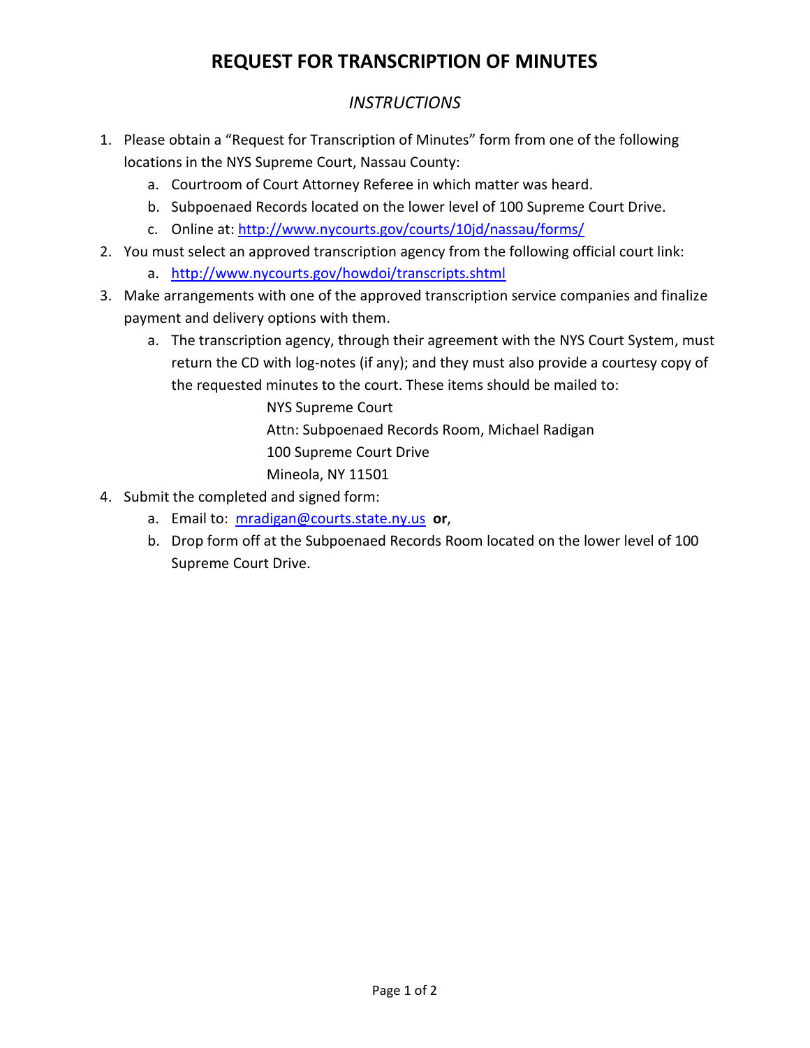# REQUEST FOR TRANSCRIPTION OF MINUTES

## *INSTRUCTIONS*

1. Please obtain a "Request for Transcription of Minutes" form from one of the following locations in the NYS Supreme Court, Nassau County:
   a. Courtroom of Court Attorney Referee in which matter was heard.
   b. Subpoenaed Records located on the lower level of 100 Supreme Court Drive.
   c. Online at: http://www.nycourts.gov/courts/10jd/nassau/forms/
2. You must select an approved transcription agency from the following official court link:
   a. http://www.nycourts.gov/howdoi/transcripts.shtml
3. Make arrangements with one of the approved transcription service companies and finalize payment and delivery options with them.
   a. The transcription agency, through their agreement with the NYS Court System, must return the CD with log-notes (if any); and they must also provide a courtesy copy of the requested minutes to the court. These items should be mailed to:

      NYS Supreme Court
      Attn: Subpoenaed Records Room, Michael Radigan
      100 Supreme Court Drive
      Mineola, NY 11501
4. Submit the completed and signed form:
   a. Email to: mradigan@courts.state.ny.us **or**,
   b. Drop form off at the Subpoenaed Records Room located on the lower level of 100 Supreme Court Drive.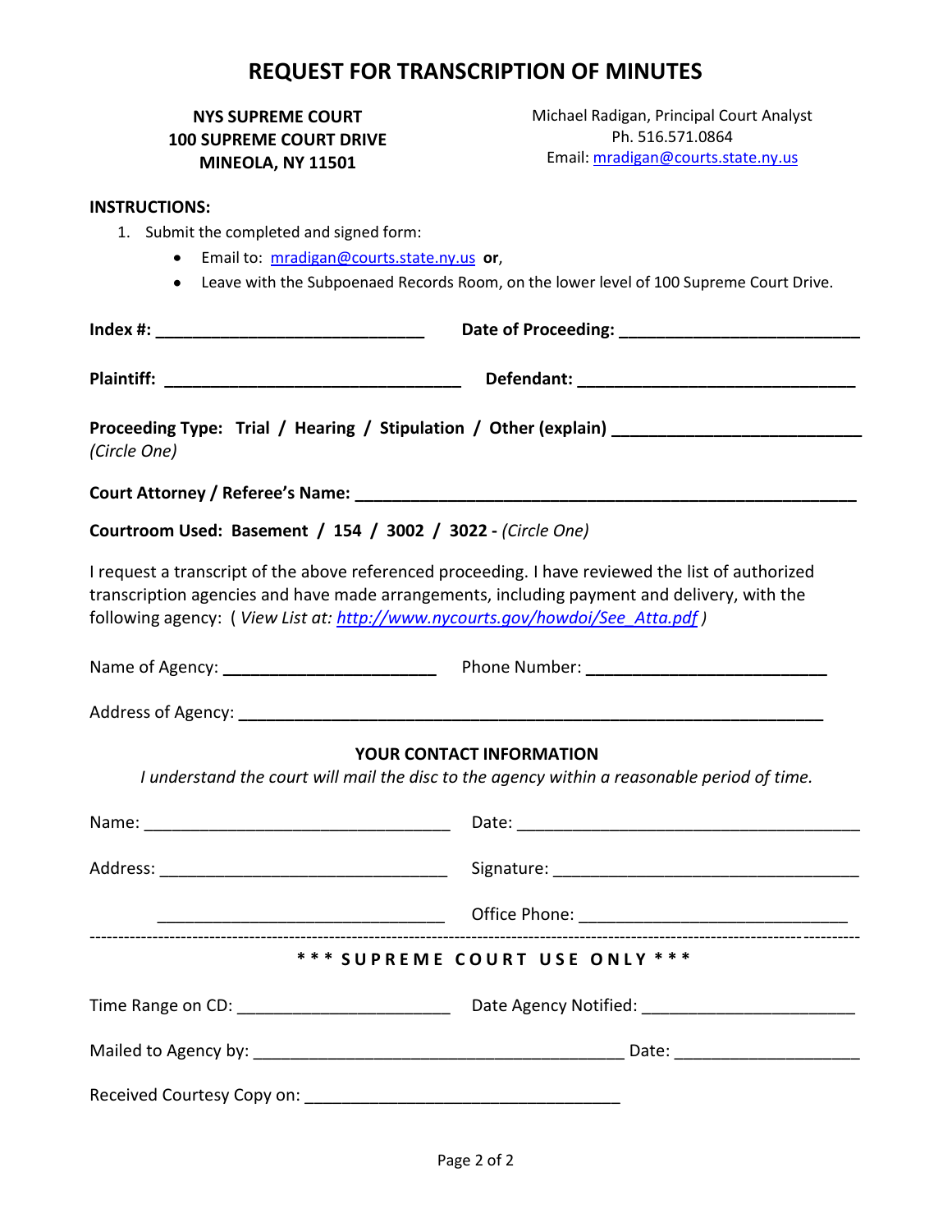# REQUEST FOR TRANSCRIPTION OF MINUTES

**NYS SUPREME COURT**
**100 SUPREME COURT DRIVE**
**MINEOLA, NY 11501**

Michael Radigan, Principal Court Analyst
Ph. 516.571.0864
Email: mradigan@courts.state.ny.us

**INSTRUCTIONS:**

1. Submit the completed and signed form:
   - Email to: mradigan@courts.state.ny.us **or**,
   - Leave with the Subpoenaed Records Room, on the lower level of 100 Supreme Court Drive.

**Index #:** ______________________________ **Date of Proceeding:** __________________________

**Plaintiff:** _________________________________ **Defendant:** _______________________________

**Proceeding Type: Trial / Hearing / Stipulation / Other (explain)** ___________________________
*(Circle One)*

**Court Attorney / Referee's Name:** _________________________________________________________

**Courtroom Used: Basement / 154 / 3002 / 3022 -** *(Circle One)*

I request a transcript of the above referenced proceeding. I have reviewed the list of authorized transcription agencies and have made arrangements, including payment and delivery, with the following agency: ( *View List at: http://www.nycourts.gov/howdoi/See_Atta.pdf* )

Name of Agency: ________________________ Phone Number: ___________________________

Address of Agency: __________________________________________________________________

**YOUR CONTACT INFORMATION**

*I understand the court will mail the disc to the agency within a reasonable period of time.*

Name: __________________________________ Date: ______________________________________

Address: ________________________________ Signature: __________________________________

________________________________ Office Phone: ______________________________

---

**\*\*\* SUPREME COURT USE ONLY \*\*\***

Time Range on CD: ________________________ Date Agency Notified: ________________________

Mailed to Agency by: __________________________________________ Date: _____________________

Received Courtesy Copy on: ___________________________________